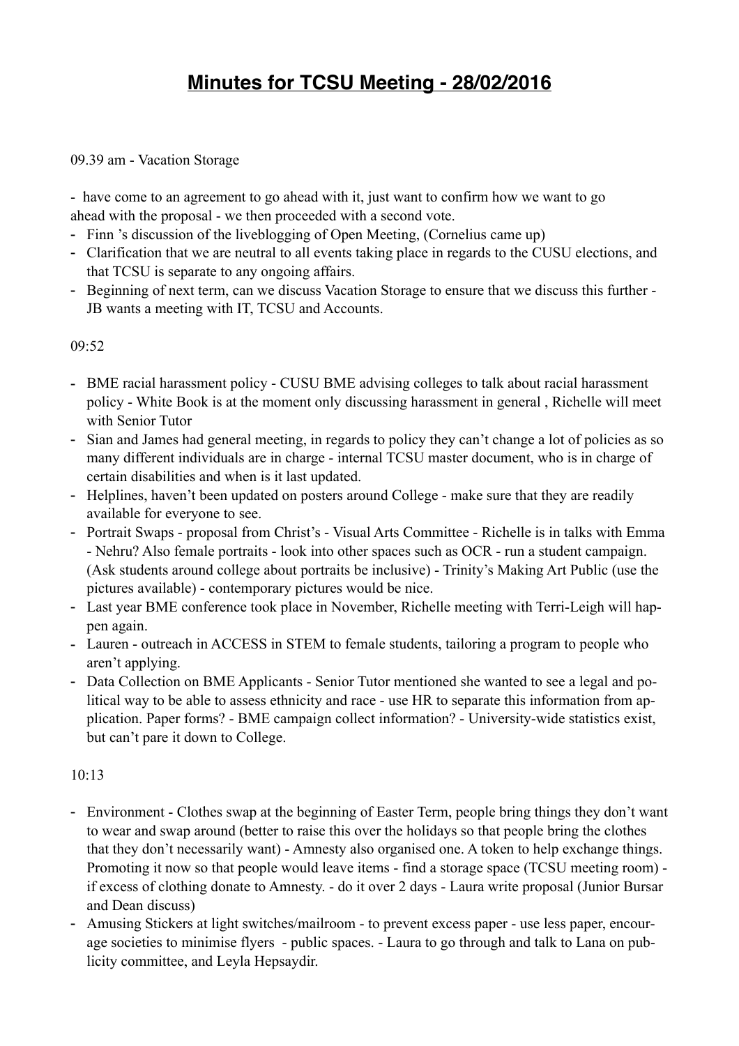# **Minutes for TCSU Meeting - 28/02/2016**

09.39 am - Vacation Storage

- have come to an agreement to go ahead with it, just want to confirm how we want to go ahead with the proposal - we then proceeded with a second vote.
- Finn 's discussion of the liveblogging of Open Meeting, (Cornelius came up)
- Clarification that we are neutral to all events taking place in regards to the CUSU elections, and that TCSU is separate to any ongoing affairs.
- Beginning of next term, can we discuss Vacation Storage to ensure that we discuss this further - JB wants a meeting with IT, TCSU and Accounts.

09:52

- BME racial harassment policy - CUSU BME advising colleges to talk about racial harassment policy - White Book is at the moment only discussing harassment in general , Richelle will meet with Senior Tutor
- Sian and James had general meeting, in regards to policy they can't change a lot of policies as so many different individuals are in charge - internal TCSU master document, who is in charge of certain disabilities and when is it last updated.
- Helplines, haven't been updated on posters around College - make sure that they are readily available for everyone to see.
- Portrait Swaps - proposal from Christ's - Visual Arts Committee - Richelle is in talks with Emma - Nehru? Also female portraits - look into other spaces such as OCR - run a student campaign. (Ask students around college about portraits be inclusive) - Trinity's Making Art Public (use the pictures available) - contemporary pictures would be nice.
- Last year BME conference took place in November, Richelle meeting with Terri-Leigh will happen again.
- Lauren - outreach in ACCESS in STEM to female students, tailoring a program to people who aren't applying.
- Data Collection on BME Applicants - Senior Tutor mentioned she wanted to see a legal and political way to be able to assess ethnicity and race - use HR to separate this information from application. Paper forms? - BME campaign collect information? - University-wide statistics exist, but can't pare it down to College.

10:13

- Environment - Clothes swap at the beginning of Easter Term, people bring things they don't want to wear and swap around (better to raise this over the holidays so that people bring the clothes that they don't necessarily want) - Amnesty also organised one. A token to help exchange things. Promoting it now so that people would leave items - find a storage space (TCSU meeting room) - if excess of clothing donate to Amnesty. - do it over 2 days - Laura write proposal (Junior Bursar and Dean discuss)
- Amusing Stickers at light switches/mailroom - to prevent excess paper - use less paper, encourage societies to minimise flyers - public spaces. - Laura to go through and talk to Lana on publicity committee, and Leyla Hepsaydir.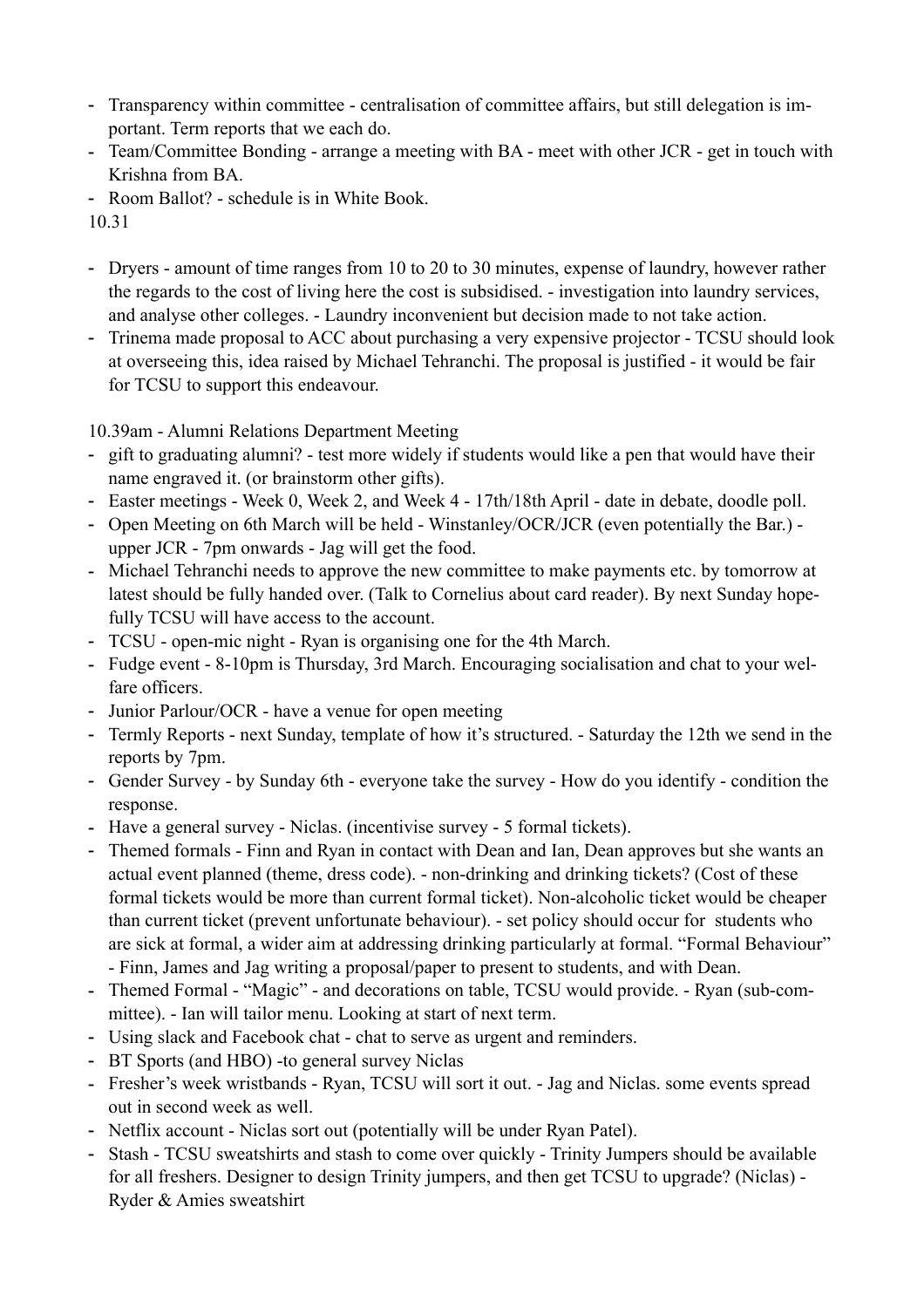- Transparency within committee - centralisation of committee affairs, but still delegation is important. Term reports that we each do.
- Team/Committee Bonding - arrange a meeting with BA - meet with other JCR - get in touch with Krishna from BA.
- Room Ballot? - schedule is in White Book.

10.31

- Dryers - amount of time ranges from 10 to 20 to 30 minutes, expense of laundry, however rather the regards to the cost of living here the cost is subsidised. - investigation into laundry services, and analyse other colleges. - Laundry inconvenient but decision made to not take action.
- Trinema made proposal to ACC about purchasing a very expensive projector - TCSU should look at overseeing this, idea raised by Michael Tehranchi. The proposal is justified - it would be fair for TCSU to support this endeavour.

10.39am - Alumni Relations Department Meeting

- gift to graduating alumni? - test more widely if students would like a pen that would have their name engraved it. (or brainstorm other gifts).
- Easter meetings - Week 0, Week 2, and Week 4 - 17th/18th April - date in debate, doodle poll.
- Open Meeting on 6th March will be held - Winstanley/OCR/JCR (even potentially the Bar.) - upper JCR - 7pm onwards - Jag will get the food.
- Michael Tehranchi needs to approve the new committee to make payments etc. by tomorrow at latest should be fully handed over. (Talk to Cornelius about card reader). By next Sunday hopefully TCSU will have access to the account.
- TCSU - open-mic night - Ryan is organising one for the 4th March.
- Fudge event - 8-10pm is Thursday, 3rd March. Encouraging socialisation and chat to your welfare officers.
- Junior Parlour/OCR - have a venue for open meeting
- Termly Reports - next Sunday, template of how it's structured. - Saturday the 12th we send in the reports by 7pm.
- Gender Survey - by Sunday 6th - everyone take the survey - How do you identify - condition the response.
- Have a general survey - Niclas. (incentivise survey - 5 formal tickets).
- Themed formals - Finn and Ryan in contact with Dean and Ian, Dean approves but she wants an actual event planned (theme, dress code). - non-drinking and drinking tickets? (Cost of these formal tickets would be more than current formal ticket). Non-alcoholic ticket would be cheaper than current ticket (prevent unfortunate behaviour). - set policy should occur for students who are sick at formal, a wider aim at addressing drinking particularly at formal. "Formal Behaviour" - Finn, James and Jag writing a proposal/paper to present to students, and with Dean.
- Themed Formal - "Magic" - and decorations on table, TCSU would provide. - Ryan (sub-committee). - Ian will tailor menu. Looking at start of next term.
- Using slack and Facebook chat - chat to serve as urgent and reminders.
- BT Sports (and HBO) -to general survey Niclas
- Fresher's week wristbands - Ryan, TCSU will sort it out. - Jag and Niclas. some events spread out in second week as well.
- Netflix account - Niclas sort out (potentially will be under Ryan Patel).
- Stash - TCSU sweatshirts and stash to come over quickly - Trinity Jumpers should be available for all freshers. Designer to design Trinity jumpers, and then get TCSU to upgrade? (Niclas) - Ryder & Amies sweatshirt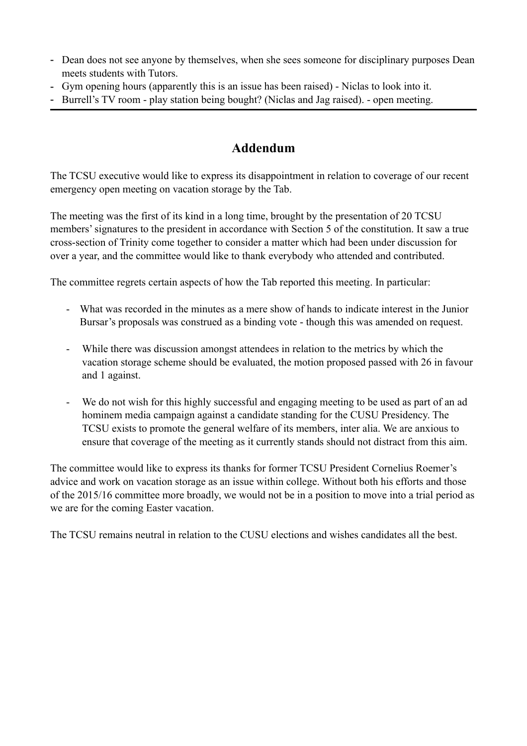- Dean does not see anyone by themselves, when she sees someone for disciplinary purposes Dean meets students with Tutors.
- Gym opening hours (apparently this is an issue has been raised) - Niclas to look into it.
- Burrell's TV room - play station being bought? (Niclas and Jag raised). - open meeting.

---

## Addendum

The TCSU executive would like to express its disappointment in relation to coverage of our recent emergency open meeting on vacation storage by the Tab.

The meeting was the first of its kind in a long time, brought by the presentation of 20 TCSU members' signatures to the president in accordance with Section 5 of the constitution. It saw a true cross-section of Trinity come together to consider a matter which had been under discussion for over a year, and the committee would like to thank everybody who attended and contributed.

The committee regrets certain aspects of how the Tab reported this meeting. In particular:

- What was recorded in the minutes as a mere show of hands to indicate interest in the Junior Bursar's proposals was construed as a binding vote - though this was amended on request.

- While there was discussion amongst attendees in relation to the metrics by which the vacation storage scheme should be evaluated, the motion proposed passed with 26 in favour and 1 against.

- We do not wish for this highly successful and engaging meeting to be used as part of an ad hominem media campaign against a candidate standing for the CUSU Presidency. The TCSU exists to promote the general welfare of its members, inter alia. We are anxious to ensure that coverage of the meeting as it currently stands should not distract from this aim.

The committee would like to express its thanks for former TCSU President Cornelius Roemer's advice and work on vacation storage as an issue within college. Without both his efforts and those of the 2015/16 committee more broadly, we would not be in a position to move into a trial period as we are for the coming Easter vacation.

The TCSU remains neutral in relation to the CUSU elections and wishes candidates all the best.